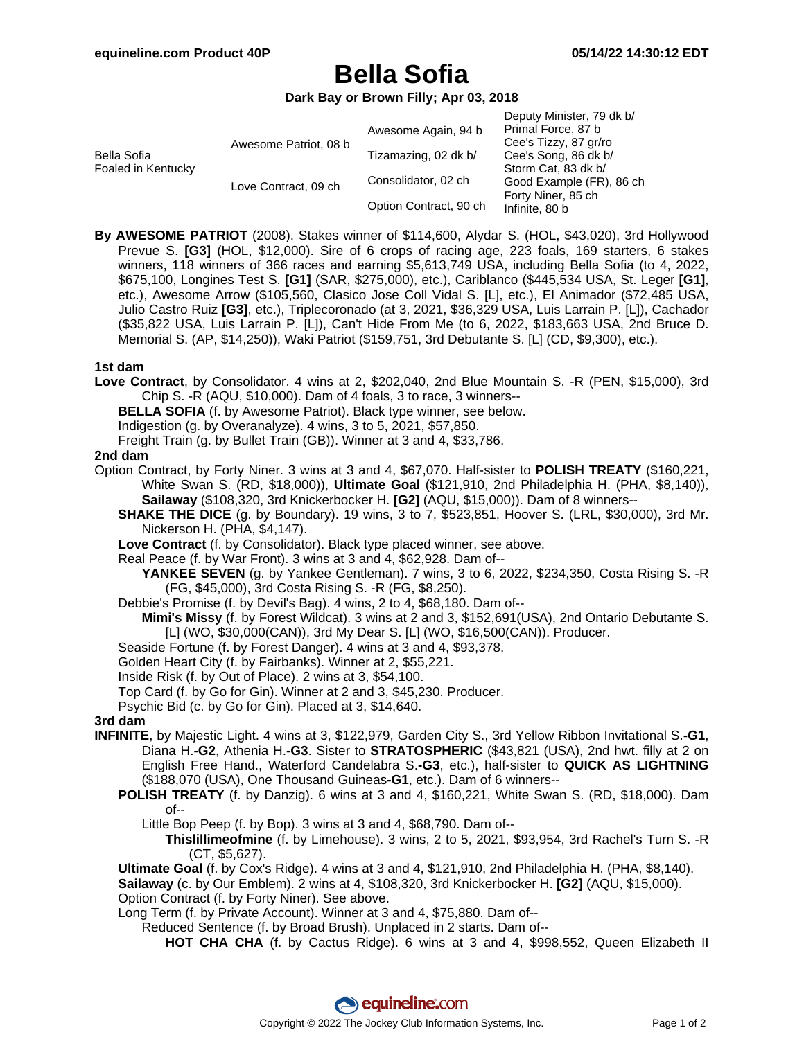# Bella Sofia

**Dark Bay or Brown Filly; Apr 03, 2018**

| | | | |
|---|---|---|---|
| Bella Sofia Foaled in Kentucky | Awesome Patriot, 08 b | Awesome Again, 94 b | Deputy Minister, 79 dk b/ |
| | | | Primal Force, 87 b |
| | | Tizamazing, 02 dk b/ | Cee's Tizzy, 87 gr/ro |
| | | | Cee's Song, 86 dk b/ |
| | Love Contract, 09 ch | Consolidator, 02 ch | Storm Cat, 83 dk b/ |
| | | | Good Example (FR), 86 ch |
| | | Option Contract, 90 ch | Forty Niner, 85 ch |
| | | | Infinite, 80 b |

**By AWESOME PATRIOT** (2008). Stakes winner of $114,600, Alydar S. (HOL, $43,020), 3rd Hollywood Prevue S. **[G3]** (HOL, $12,000). Sire of 6 crops of racing age, 223 foals, 169 starters, 6 stakes winners, 118 winners of 366 races and earning $5,613,749 USA, including Bella Sofia (to 4, 2022, $675,100, Longines Test S. **[G1]** (SAR, $275,000), etc.), Cariblanco ($445,534 USA, St. Leger **[G1]**, etc.), Awesome Arrow ($105,560, Clasico Jose Coll Vidal S. [L], etc.), El Animador ($72,485 USA, Julio Castro Ruiz **[G3]**, etc.), Triplecoronado (at 3, 2021, $36,329 USA, Luis Larrain P. [L]), Cachador ($35,822 USA, Luis Larrain P. [L]), Can't Hide From Me (to 6, 2022, $183,663 USA, 2nd Bruce D. Memorial S. (AP, $14,250)), Waki Patriot ($159,751, 3rd Debutante S. [L] (CD, $9,300), etc.).

### 1st dam

**Love Contract**, by Consolidator. 4 wins at 2, $202,040, 2nd Blue Mountain S. -R (PEN, $15,000), 3rd Chip S. -R (AQU, $10,000). Dam of 4 foals, 3 to race, 3 winners--

- **BELLA SOFIA** (f. by Awesome Patriot). Black type winner, see below.
- Indigestion (g. by Overanalyze). 4 wins, 3 to 5, 2021, $57,850.
- Freight Train (g. by Bullet Train (GB)). Winner at 3 and 4, $33,786.

### 2nd dam

Option Contract, by Forty Niner. 3 wins at 3 and 4, $67,070. Half-sister to **POLISH TREATY** ($160,221, White Swan S. (RD, $18,000)), **Ultimate Goal** ($121,910, 2nd Philadelphia H. (PHA, $8,140)), **Sailaway** ($108,320, 3rd Knickerbocker H. **[G2]** (AQU, $15,000)). Dam of 8 winners--

- **SHAKE THE DICE** (g. by Boundary). 19 wins, 3 to 7, $523,851, Hoover S. (LRL, $30,000), 3rd Mr. Nickerson H. (PHA, $4,147).
- **Love Contract** (f. by Consolidator). Black type placed winner, see above.
- Real Peace (f. by War Front). 3 wins at 3 and 4, $62,928. Dam of--
  - **YANKEE SEVEN** (g. by Yankee Gentleman). 7 wins, 3 to 6, 2022, $234,350, Costa Rising S. -R (FG, $45,000), 3rd Costa Rising S. -R (FG, $8,250).
- Debbie's Promise (f. by Devil's Bag). 4 wins, 2 to 4, $68,180. Dam of--
  - **Mimi's Missy** (f. by Forest Wildcat). 3 wins at 2 and 3, $152,691(USA), 2nd Ontario Debutante S. [L] (WO, $30,000(CAN)), 3rd My Dear S. [L] (WO, $16,500(CAN)). Producer.
- Seaside Fortune (f. by Forest Danger). 4 wins at 3 and 4, $93,378.
- Golden Heart City (f. by Fairbanks). Winner at 2, $55,221.
- Inside Risk (f. by Out of Place). 2 wins at 3, $54,100.
- Top Card (f. by Go for Gin). Winner at 2 and 3, $45,230. Producer.
- Psychic Bid (c. by Go for Gin). Placed at 3, $14,640.

### 3rd dam

**INFINITE**, by Majestic Light. 4 wins at 3, $122,979, Garden City S., 3rd Yellow Ribbon Invitational S.**-G1**, Diana H.**-G2**, Athenia H.**-G3**. Sister to **STRATOSPHERIC** ($43,821 (USA), 2nd hwt. filly at 2 on English Free Hand., Waterford Candelabra S.**-G3**, etc.), half-sister to **QUICK AS LIGHTNING** ($188,070 (USA), One Thousand Guineas**-G1**, etc.). Dam of 6 winners--

- **POLISH TREATY** (f. by Danzig). 6 wins at 3 and 4, $160,221, White Swan S. (RD, $18,000). Dam of--
  - Little Bop Peep (f. by Bop). 3 wins at 3 and 4, $68,790. Dam of--
    - **Thislillimeofmine** (f. by Limehouse). 3 wins, 2 to 5, 2021, $93,954, 3rd Rachel's Turn S. -R (CT, $5,627).
- **Ultimate Goal** (f. by Cox's Ridge). 4 wins at 3 and 4, $121,910, 2nd Philadelphia H. (PHA, $8,140).
- **Sailaway** (c. by Our Emblem). 2 wins at 4, $108,320, 3rd Knickerbocker H. **[G2]** (AQU, $15,000).
- Option Contract (f. by Forty Niner). See above.
- Long Term (f. by Private Account). Winner at 3 and 4, $75,880. Dam of--
  - Reduced Sentence (f. by Broad Brush). Unplaced in 2 starts. Dam of--
    - **HOT CHA CHA** (f. by Cactus Ridge). 6 wins at 3 and 4, $998,552, Queen Elizabeth II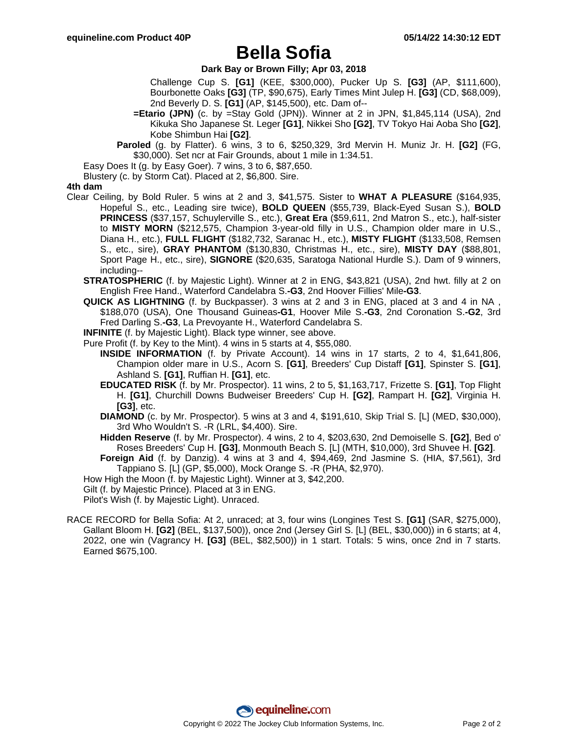# Bella Sofia

**Dark Bay or Brown Filly; Apr 03, 2018**

Challenge Cup S. **[G1]** (KEE, $300,000), Pucker Up S. **[G3]** (AP, $111,600), Bourbonette Oaks **[G3]** (TP, $90,675), Early Times Mint Julep H. **[G3]** (CD, $68,009), 2nd Beverly D. S. **[G1]** (AP, $145,500), etc. Dam of--

**=Etario (JPN)** (c. by =Stay Gold (JPN)). Winner at 2 in JPN, $1,845,114 (USA), 2nd Kikuka Sho Japanese St. Leger **[G1]**, Nikkei Sho **[G2]**, TV Tokyo Hai Aoba Sho **[G2]**, Kobe Shimbun Hai **[G2]**.

**Paroled** (g. by Flatter). 6 wins, 3 to 6, $250,329, 3rd Mervin H. Muniz Jr. H. **[G2]** (FG, $30,000). Set ncr at Fair Grounds, about 1 mile in 1:34.51.

Easy Does It (g. by Easy Goer). 7 wins, 3 to 6, $87,650.

Blustery (c. by Storm Cat). Placed at 2, $6,800. Sire.

**4th dam**

Clear Ceiling, by Bold Ruler. 5 wins at 2 and 3, $41,575. Sister to **WHAT A PLEASURE** ($164,935, Hopeful S., etc., Leading sire twice), **BOLD QUEEN** ($55,739, Black-Eyed Susan S.), **BOLD PRINCESS** ($37,157, Schuylerville S., etc.), **Great Era** ($59,611, 2nd Matron S., etc.), half-sister to **MISTY MORN** ($212,575, Champion 3-year-old filly in U.S., Champion older mare in U.S., Diana H., etc.), **FULL FLIGHT** ($182,732, Saranac H., etc.), **MISTY FLIGHT** ($133,508, Remsen S., etc., sire), **GRAY PHANTOM** ($130,830, Christmas H., etc., sire), **MISTY DAY** ($88,801, Sport Page H., etc., sire), **SIGNORE** ($20,635, Saratoga National Hurdle S.). Dam of 9 winners, including--

**STRATOSPHERIC** (f. by Majestic Light). Winner at 2 in ENG, $43,821 (USA), 2nd hwt. filly at 2 on English Free Hand., Waterford Candelabra S.**-G3**, 2nd Hoover Fillies' Mile**-G3**.

**QUICK AS LIGHTNING** (f. by Buckpasser). 3 wins at 2 and 3 in ENG, placed at 3 and 4 in NA , $188,070 (USA), One Thousand Guineas**-G1**, Hoover Mile S.**-G3**, 2nd Coronation S.**-G2**, 3rd Fred Darling S.**-G3**, La Prevoyante H., Waterford Candelabra S.

**INFINITE** (f. by Majestic Light). Black type winner, see above.

Pure Profit (f. by Key to the Mint). 4 wins in 5 starts at 4, $55,080.

**INSIDE INFORMATION** (f. by Private Account). 14 wins in 17 starts, 2 to 4, $1,641,806, Champion older mare in U.S., Acorn S. **[G1]**, Breeders' Cup Distaff **[G1]**, Spinster S. **[G1]**, Ashland S. **[G1]**, Ruffian H. **[G1]**, etc.

**EDUCATED RISK** (f. by Mr. Prospector). 11 wins, 2 to 5, $1,163,717, Frizette S. **[G1]**, Top Flight H. **[G1]**, Churchill Downs Budweiser Breeders' Cup H. **[G2]**, Rampart H. **[G2]**, Virginia H. **[G3]**, etc.

**DIAMOND** (c. by Mr. Prospector). 5 wins at 3 and 4, $191,610, Skip Trial S. [L] (MED, $30,000), 3rd Who Wouldn't S. -R (LRL, $4,400). Sire.

**Hidden Reserve** (f. by Mr. Prospector). 4 wins, 2 to 4, $203,630, 2nd Demoiselle S. **[G2]**, Bed o' Roses Breeders' Cup H. **[G3]**, Monmouth Beach S. [L] (MTH, $10,000), 3rd Shuvee H. **[G2]**.

**Foreign Aid** (f. by Danzig). 4 wins at 3 and 4, $94,469, 2nd Jasmine S. (HIA, $7,561), 3rd Tappiano S. [L] (GP, $5,000), Mock Orange S. -R (PHA, $2,970).

How High the Moon (f. by Majestic Light). Winner at 3, $42,200.

Gilt (f. by Majestic Prince). Placed at 3 in ENG.

Pilot's Wish (f. by Majestic Light). Unraced.

RACE RECORD for Bella Sofia: At 2, unraced; at 3, four wins (Longines Test S. **[G1]** (SAR, $275,000), Gallant Bloom H. **[G2]** (BEL, $137,500)), once 2nd (Jersey Girl S. [L] (BEL, $30,000)) in 6 starts; at 4, 2022, one win (Vagrancy H. **[G3]** (BEL, $82,500)) in 1 start. Totals: 5 wins, once 2nd in 7 starts. Earned $675,100.